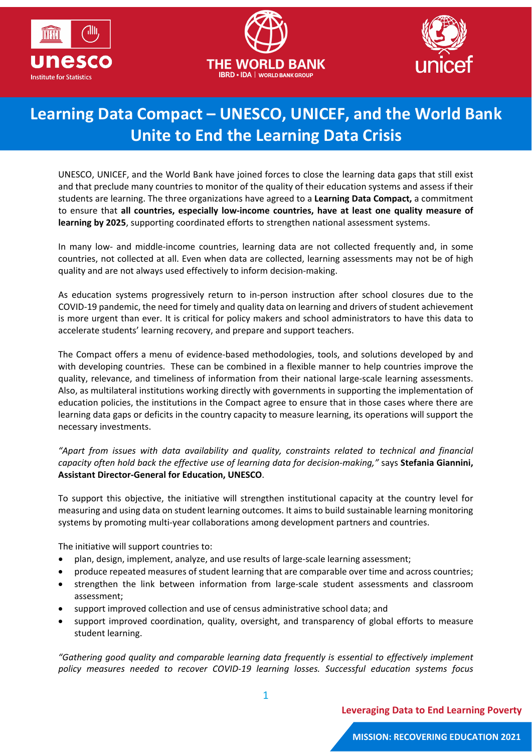# Learning Data Compact – UNESCO, UNICEF, and the World Bank Unite to End the Learning Data Crisis

UNESCO, UNICEF, and the World Bank have joined forces to close the learning data gaps that still exist and that preclude many countries to monitor of the quality of their education systems and assess if their students are learning. The three organizations have agreed to a **Learning Data Compact,** a commitment to ensure that **all countries, especially low-income countries, have at least one quality measure of learning by 2025**, supporting coordinated efforts to strengthen national assessment systems.

In many low- and middle-income countries, learning data are not collected frequently and, in some countries, not collected at all. Even when data are collected, learning assessments may not be of high quality and are not always used effectively to inform decision-making.

As education systems progressively return to in-person instruction after school closures due to the COVID-19 pandemic, the need for timely and quality data on learning and drivers of student achievement is more urgent than ever. It is critical for policy makers and school administrators to have this data to accelerate students' learning recovery, and prepare and support teachers.

The Compact offers a menu of evidence-based methodologies, tools, and solutions developed by and with developing countries. These can be combined in a flexible manner to help countries improve the quality, relevance, and timeliness of information from their national large-scale learning assessments. Also, as multilateral institutions working directly with governments in supporting the implementation of education policies, the institutions in the Compact agree to ensure that in those cases where there are learning data gaps or deficits in the country capacity to measure learning, its operations will support the necessary investments.

*"Apart from issues with data availability and quality, constraints related to technical and financial capacity often hold back the effective use of learning data for decision-making,"* says **Stefania Giannini, Assistant Director-General for Education, UNESCO**.

To support this objective, the initiative will strengthen institutional capacity at the country level for measuring and using data on student learning outcomes. It aims to build sustainable learning monitoring systems by promoting multi-year collaborations among development partners and countries.

The initiative will support countries to:

- plan, design, implement, analyze, and use results of large-scale learning assessment;
- produce repeated measures of student learning that are comparable over time and across countries;
- strengthen the link between information from large-scale student assessments and classroom assessment;
- support improved collection and use of census administrative school data; and
- support improved coordination, quality, oversight, and transparency of global efforts to measure student learning.

*"Gathering good quality and comparable learning data frequently is essential to effectively implement policy measures needed to recover COVID-19 learning losses. Successful education systems focus*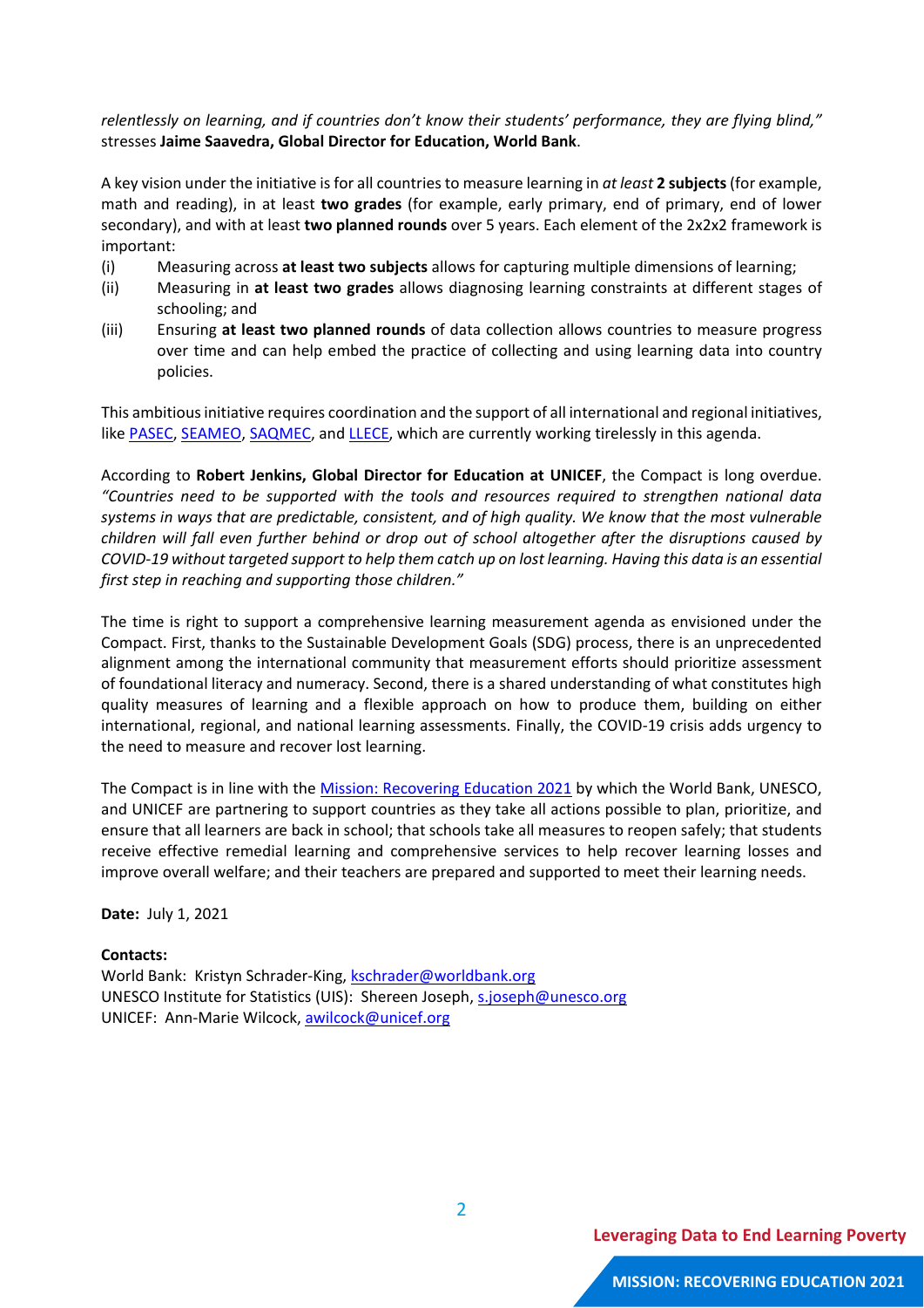*relentlessly on learning, and if countries don't know their students' performance, they are flying blind,"* stresses **Jaime Saavedra, Global Director for Education, World Bank**.

A key vision under the initiative is for all countries to measure learning in *at least* **2 subjects** (for example, math and reading), in at least **two grades** (for example, early primary, end of primary, end of lower secondary), and with at least **two planned rounds** over 5 years. Each element of the 2x2x2 framework is important:

(i) Measuring across **at least two subjects** allows for capturing multiple dimensions of learning;

(ii) Measuring in **at least two grades** allows diagnosing learning constraints at different stages of schooling; and

(iii) Ensuring **at least two planned rounds** of data collection allows countries to measure progress over time and can help embed the practice of collecting and using learning data into country policies.

This ambitious initiative requires coordination and the support of all international and regional initiatives, like PASEC, SEAMEO, SAQMEC, and LLECE, which are currently working tirelessly in this agenda.

According to **Robert Jenkins, Global Director for Education at UNICEF**, the Compact is long overdue. *"Countries need to be supported with the tools and resources required to strengthen national data systems in ways that are predictable, consistent, and of high quality. We know that the most vulnerable children will fall even further behind or drop out of school altogether after the disruptions caused by COVID-19 without targeted support to help them catch up on lost learning. Having this data is an essential first step in reaching and supporting those children."*

The time is right to support a comprehensive learning measurement agenda as envisioned under the Compact. First, thanks to the Sustainable Development Goals (SDG) process, there is an unprecedented alignment among the international community that measurement efforts should prioritize assessment of foundational literacy and numeracy. Second, there is a shared understanding of what constitutes high quality measures of learning and a flexible approach on how to produce them, building on either international, regional, and national learning assessments. Finally, the COVID-19 crisis adds urgency to the need to measure and recover lost learning.

The Compact is in line with the Mission: Recovering Education 2021 by which the World Bank, UNESCO, and UNICEF are partnering to support countries as they take all actions possible to plan, prioritize, and ensure that all learners are back in school; that schools take all measures to reopen safely; that students receive effective remedial learning and comprehensive services to help recover learning losses and improve overall welfare; and their teachers are prepared and supported to meet their learning needs.

**Date:** July 1, 2021

**Contacts:**
World Bank: Kristyn Schrader-King, kschrader@worldbank.org
UNESCO Institute for Statistics (UIS): Shereen Joseph, s.joseph@unesco.org
UNICEF: Ann-Marie Wilcock, awilcock@unicef.org